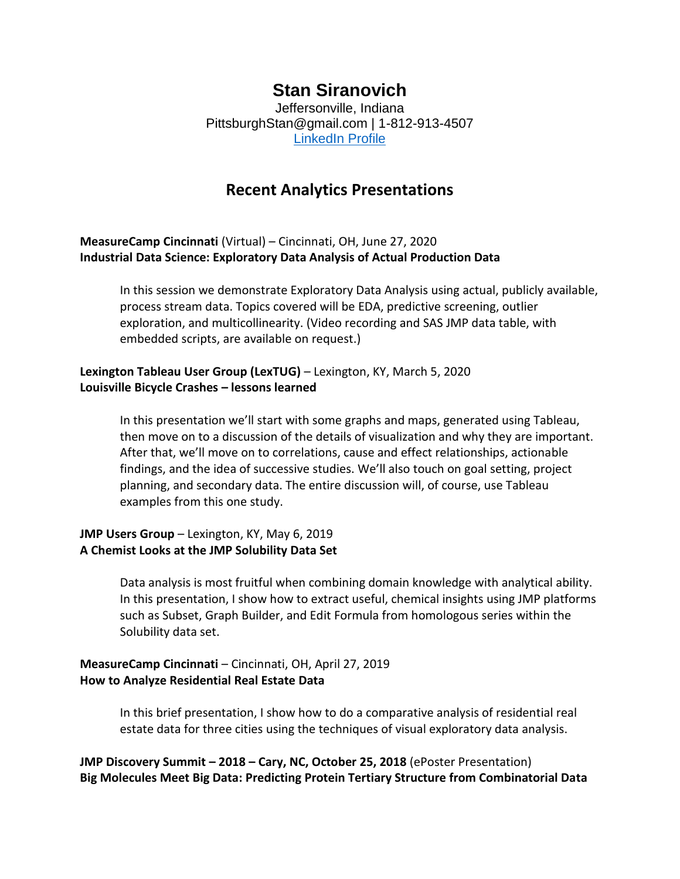# Stan Siranovich

Jeffersonville, Indiana
PittsburghStan@gmail.com | 1-812-913-4507
[LinkedIn Profile]

## Recent Analytics Presentations

**MeasureCamp Cincinnati** (Virtual) – Cincinnati, OH, June 27, 2020
**Industrial Data Science: Exploratory Data Analysis of Actual Production Data**

> In this session we demonstrate Exploratory Data Analysis using actual, publicly available, process stream data. Topics covered will be EDA, predictive screening, outlier exploration, and multicollinearity. (Video recording and SAS JMP data table, with embedded scripts, are available on request.)

**Lexington Tableau User Group (LexTUG)** – Lexington, KY, March 5, 2020
**Louisville Bicycle Crashes – lessons learned**

> In this presentation we'll start with some graphs and maps, generated using Tableau, then move on to a discussion of the details of visualization and why they are important. After that, we'll move on to correlations, cause and effect relationships, actionable findings, and the idea of successive studies. We'll also touch on goal setting, project planning, and secondary data. The entire discussion will, of course, use Tableau examples from this one study.

**JMP Users Group** – Lexington, KY, May 6, 2019
**A Chemist Looks at the JMP Solubility Data Set**

> Data analysis is most fruitful when combining domain knowledge with analytical ability. In this presentation, I show how to extract useful, chemical insights using JMP platforms such as Subset, Graph Builder, and Edit Formula from homologous series within the Solubility data set.

**MeasureCamp Cincinnati** – Cincinnati, OH, April 27, 2019
**How to Analyze Residential Real Estate Data**

> In this brief presentation, I show how to do a comparative analysis of residential real estate data for three cities using the techniques of visual exploratory data analysis.

**JMP Discovery Summit – 2018 – Cary, NC, October 25, 2018** (ePoster Presentation)
**Big Molecules Meet Big Data: Predicting Protein Tertiary Structure from Combinatorial Data**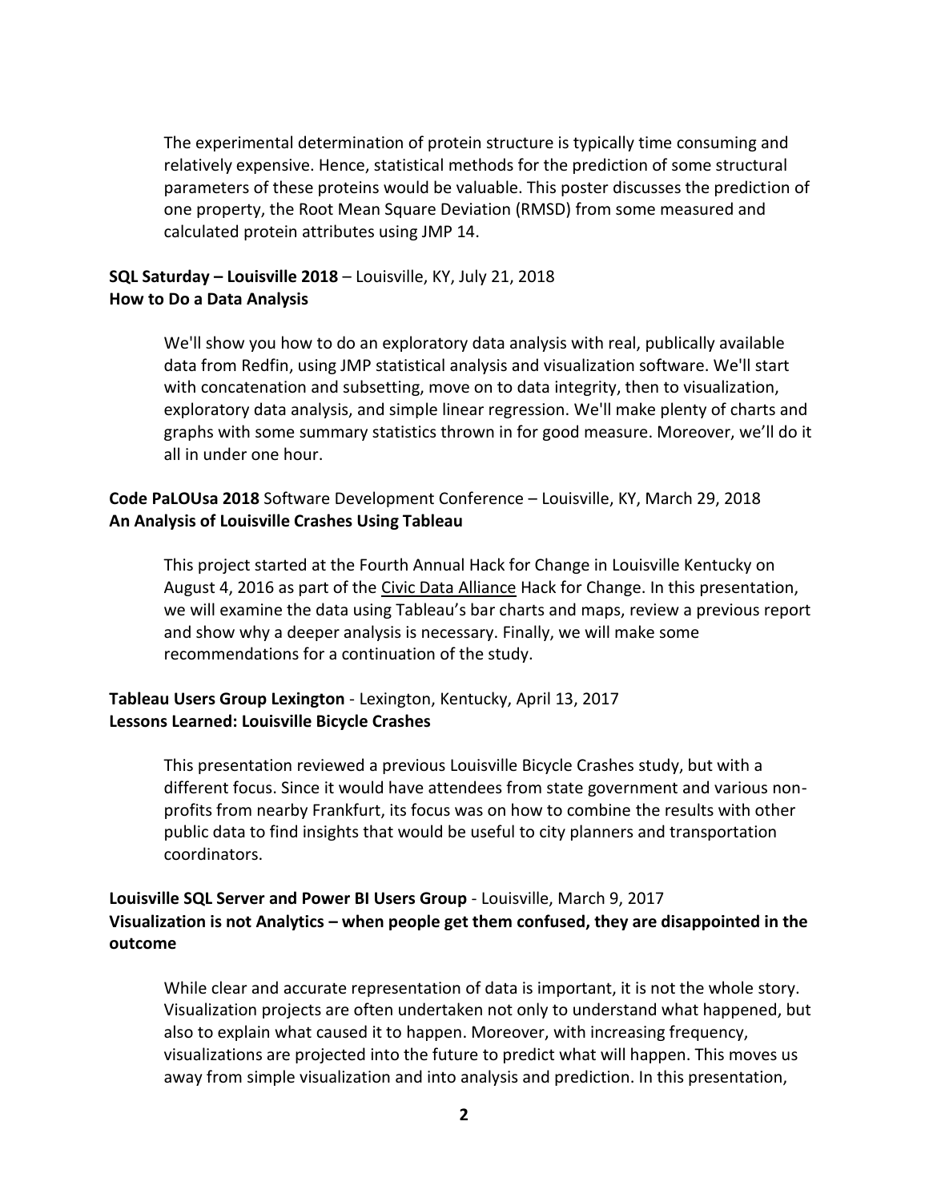The experimental determination of protein structure is typically time consuming and relatively expensive. Hence, statistical methods for the prediction of some structural parameters of these proteins would be valuable. This poster discusses the prediction of one property, the Root Mean Square Deviation (RMSD) from some measured and calculated protein attributes using JMP 14.

**SQL Saturday – Louisville 2018** – Louisville, KY, July 21, 2018
**How to Do a Data Analysis**

We'll show you how to do an exploratory data analysis with real, publically available data from Redfin, using JMP statistical analysis and visualization software. We'll start with concatenation and subsetting, move on to data integrity, then to visualization, exploratory data analysis, and simple linear regression. We'll make plenty of charts and graphs with some summary statistics thrown in for good measure. Moreover, we'll do it all in under one hour.

**Code PaLOUsa 2018** Software Development Conference – Louisville, KY, March 29, 2018
**An Analysis of Louisville Crashes Using Tableau**

This project started at the Fourth Annual Hack for Change in Louisville Kentucky on August 4, 2016 as part of the Civic Data Alliance Hack for Change. In this presentation, we will examine the data using Tableau's bar charts and maps, review a previous report and show why a deeper analysis is necessary. Finally, we will make some recommendations for a continuation of the study.

**Tableau Users Group Lexington** - Lexington, Kentucky, April 13, 2017
**Lessons Learned: Louisville Bicycle Crashes**

This presentation reviewed a previous Louisville Bicycle Crashes study, but with a different focus. Since it would have attendees from state government and various non-profits from nearby Frankfurt, its focus was on how to combine the results with other public data to find insights that would be useful to city planners and transportation coordinators.

**Louisville SQL Server and Power BI Users Group** - Louisville, March 9, 2017
**Visualization is not Analytics – when people get them confused, they are disappointed in the outcome**

While clear and accurate representation of data is important, it is not the whole story. Visualization projects are often undertaken not only to understand what happened, but also to explain what caused it to happen. Moreover, with increasing frequency, visualizations are projected into the future to predict what will happen. This moves us away from simple visualization and into analysis and prediction. In this presentation,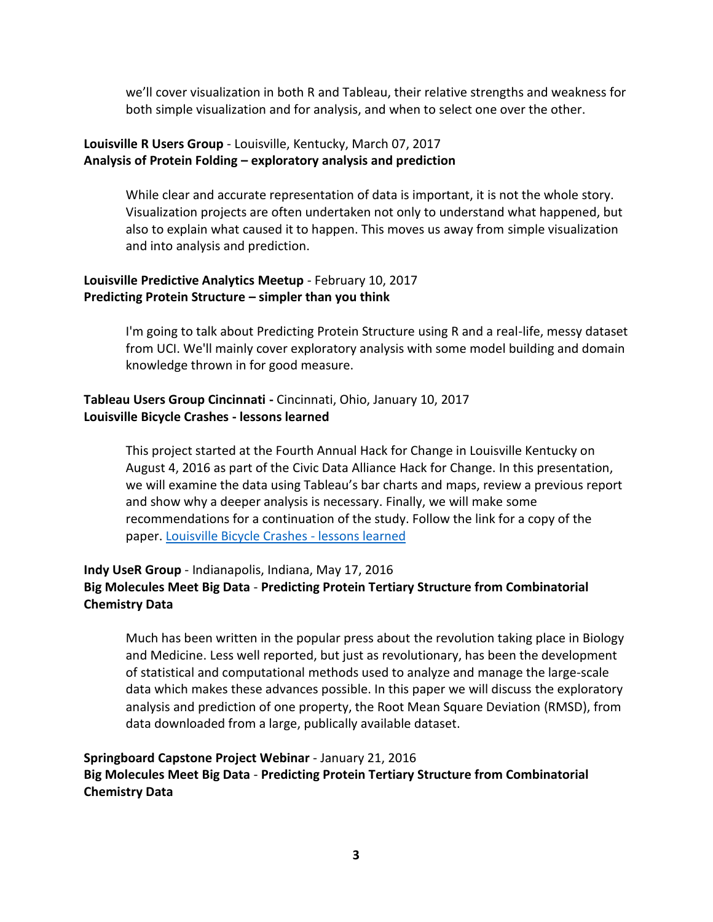we'll cover visualization in both R and Tableau, their relative strengths and weakness for both simple visualization and for analysis, and when to select one over the other.

**Louisville R Users Group** - Louisville, Kentucky, March 07, 2017
**Analysis of Protein Folding – exploratory analysis and prediction**

> While clear and accurate representation of data is important, it is not the whole story. Visualization projects are often undertaken not only to understand what happened, but also to explain what caused it to happen. This moves us away from simple visualization and into analysis and prediction.

**Louisville Predictive Analytics Meetup** - February 10, 2017
**Predicting Protein Structure – simpler than you think**

> I'm going to talk about Predicting Protein Structure using R and a real-life, messy dataset from UCI. We'll mainly cover exploratory analysis with some model building and domain knowledge thrown in for good measure.

**Tableau Users Group Cincinnati -** Cincinnati, Ohio, January 10, 2017
**Louisville Bicycle Crashes - lessons learned**

> This project started at the Fourth Annual Hack for Change in Louisville Kentucky on August 4, 2016 as part of the Civic Data Alliance Hack for Change. In this presentation, we will examine the data using Tableau's bar charts and maps, review a previous report and show why a deeper analysis is necessary. Finally, we will make some recommendations for a continuation of the study. Follow the link for a copy of the paper. [Louisville Bicycle Crashes - lessons learned]()

**Indy UseR Group** - Indianapolis, Indiana, May 17, 2016
**Big Molecules Meet Big Data** - **Predicting Protein Tertiary Structure from Combinatorial Chemistry Data**

> Much has been written in the popular press about the revolution taking place in Biology and Medicine. Less well reported, but just as revolutionary, has been the development of statistical and computational methods used to analyze and manage the large-scale data which makes these advances possible. In this paper we will discuss the exploratory analysis and prediction of one property, the Root Mean Square Deviation (RMSD), from data downloaded from a large, publically available dataset.

**Springboard Capstone Project Webinar** - January 21, 2016
**Big Molecules Meet Big Data** - **Predicting Protein Tertiary Structure from Combinatorial Chemistry Data**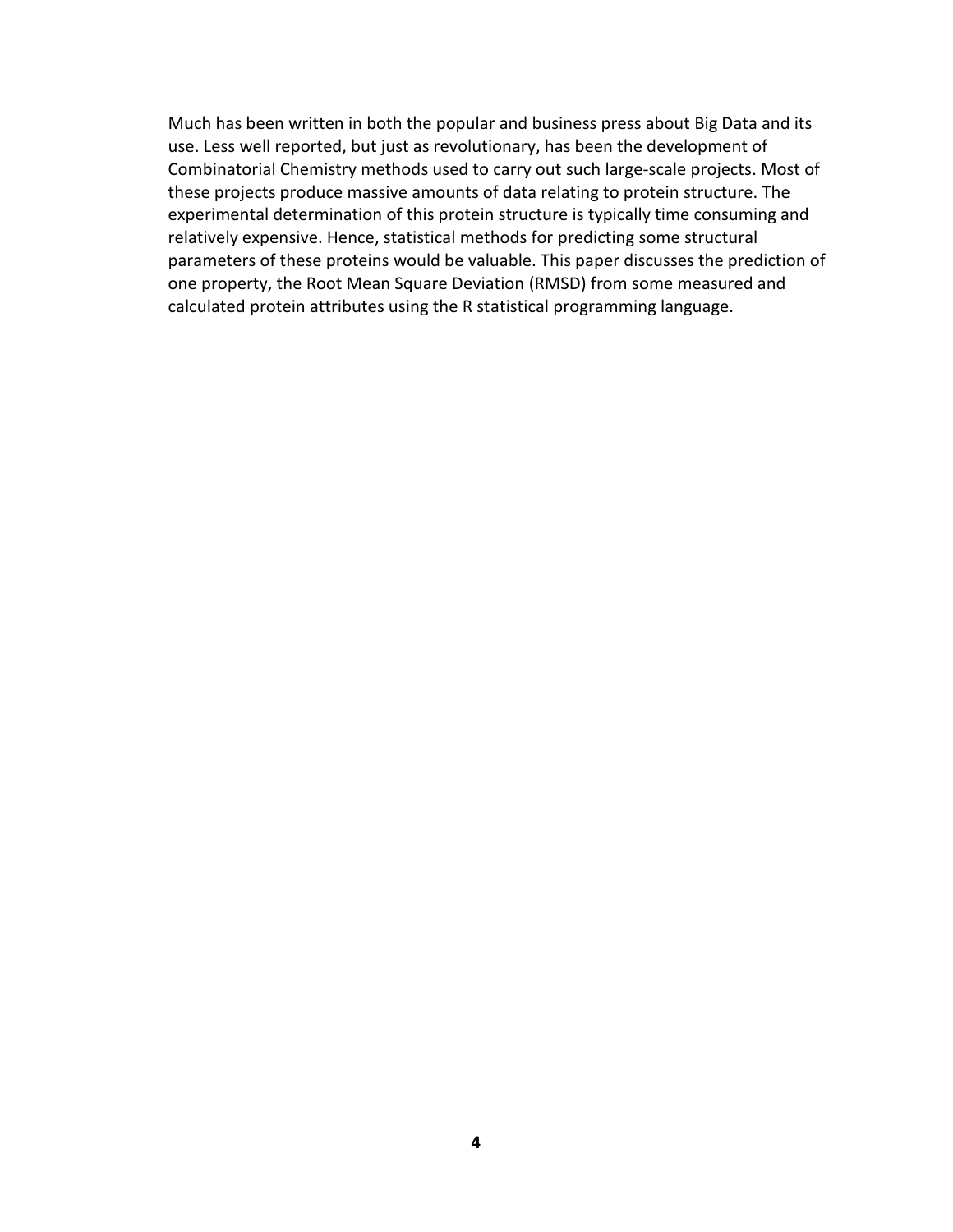Much has been written in both the popular and business press about Big Data and its use. Less well reported, but just as revolutionary, has been the development of Combinatorial Chemistry methods used to carry out such large-scale projects. Most of these projects produce massive amounts of data relating to protein structure. The experimental determination of this protein structure is typically time consuming and relatively expensive. Hence, statistical methods for predicting some structural parameters of these proteins would be valuable. This paper discusses the prediction of one property, the Root Mean Square Deviation (RMSD) from some measured and calculated protein attributes using the R statistical programming language.